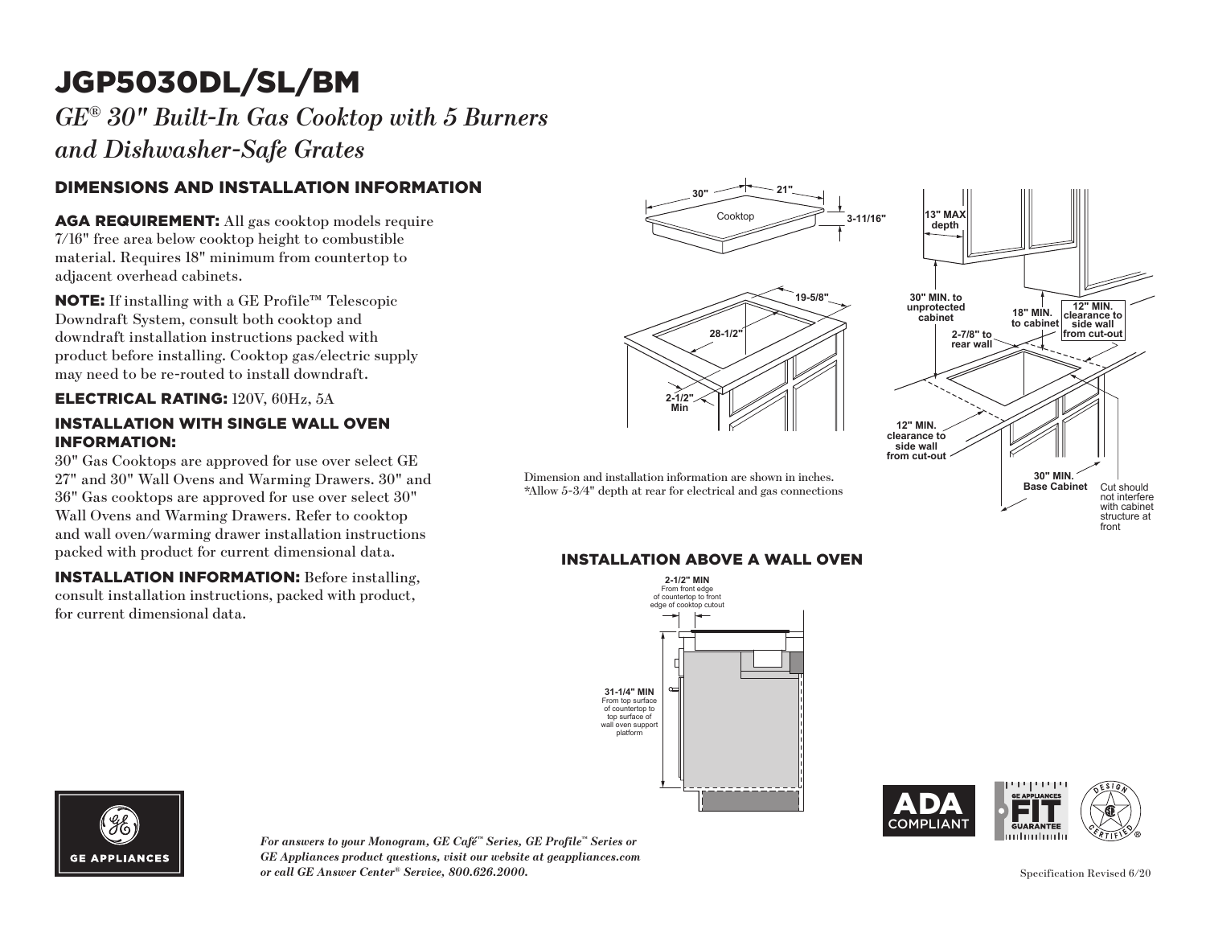# JGP5030DL/SL/BM

*GE® 30" Built-In Gas Cooktop with 5 Burners and Dishwasher-Safe Grates*

## DIMENSIONS AND INSTALLATION INFORMATION

**AGA REQUIREMENT:** All gas cooktop models require 7/16" free area below cooktop height to combustible material. Requires 18" minimum from countertop to adjacent overhead cabinets.

**NOTE:** If installing with a GE Profile™ Telescopic Downdraft System, consult both cooktop and downdraft installation instructions packed with product before installing. Cooktop gas/electric supply may need to be re-routed to install downdraft.

**ELECTRICAL RATING:** 120V, 60Hz, 5A

### INSTALLATION WITH SINGLE WALL OVEN INFORMATION:

30" Gas Cooktops are approved for use over select GE 27" and 30" Wall Ovens and Warming Drawers. 30" and 36" Gas cooktops are approved for use over select 30" Wall Ovens and Warming Drawers. Refer to cooktop and wall oven/warming drawer installation instructions packed with product for current dimensional data.

**INSTALLATION INFORMATION:** Before installing, consult installation instructions, packed with product, for current dimensional data.

Cooktop: 30" wide, 21" deep, 3-11/16" high

Cutout: 28-1/2" x 19-5/8"; 2-1/2" Min

13" MAX depth
30" MIN. to unprotected cabinet
18" MIN. to cabinet
12" MIN. clearance to side wall from cut-out
2-7/8" to rear wall
12" MIN. clearance to side wall from cut-out
30" MIN. Base Cabinet
Cut should not interfere with cabinet structure at front

Dimension and installation information are shown in inches.
*Allow 5-3/4" depth at rear for electrical and gas connections

### INSTALLATION ABOVE A WALL OVEN

**2-1/2" MIN** From front edge of countertop to front edge of cooktop cutout

**31-1/4" MIN** From top surface of countertop to top surface of wall oven support platform

ADA COMPLIANT

GE APPLIANCES FIT GUARANTEE

DESIGN CERTIFIED

GE APPLIANCES

***For answers to your Monogram, GE Café™ Series, GE Profile™ Series or GE Appliances product questions, visit our website at geappliances.com or call GE Answer Center® Service, 800.626.2000.***

Specification Revised 6/20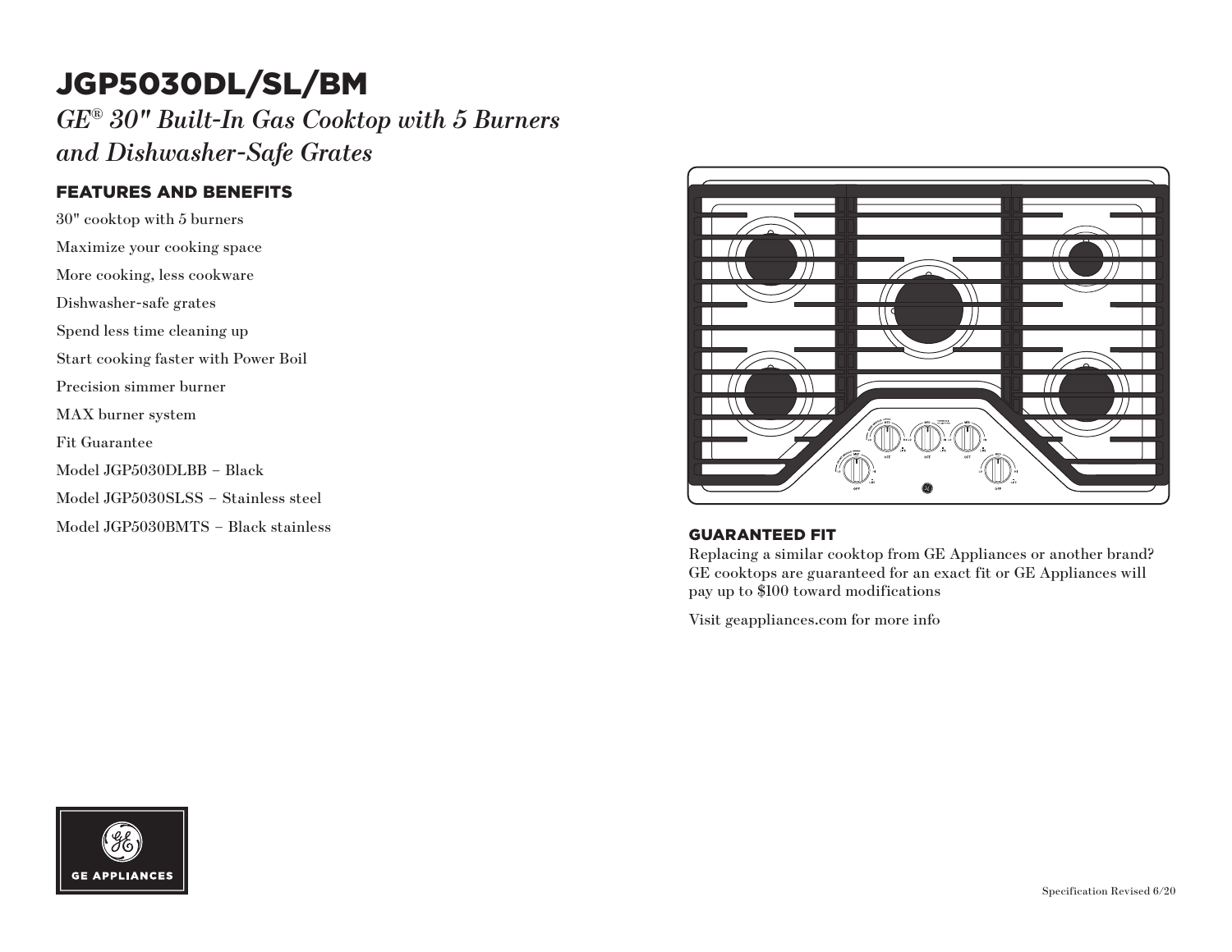# JGP5030DL/SL/BM

*GE® 30" Built-In Gas Cooktop with 5 Burners and Dishwasher-Safe Grates*

## FEATURES AND BENEFITS

30" cooktop with 5 burners

Maximize your cooking space

More cooking, less cookware

Dishwasher-safe grates

Spend less time cleaning up

Start cooking faster with Power Boil

Precision simmer burner

MAX burner system

Fit Guarantee

Model JGP5030DLBB – Black

Model JGP5030SLSS – Stainless steel

Model JGP5030BMTS – Black stainless

## GUARANTEED FIT

Replacing a similar cooktop from GE Appliances or another brand? GE cooktops are guaranteed for an exact fit or GE Appliances will pay up to $100 toward modifications

Visit geappliances.com for more info

GE APPLIANCES

Specification Revised 6/20